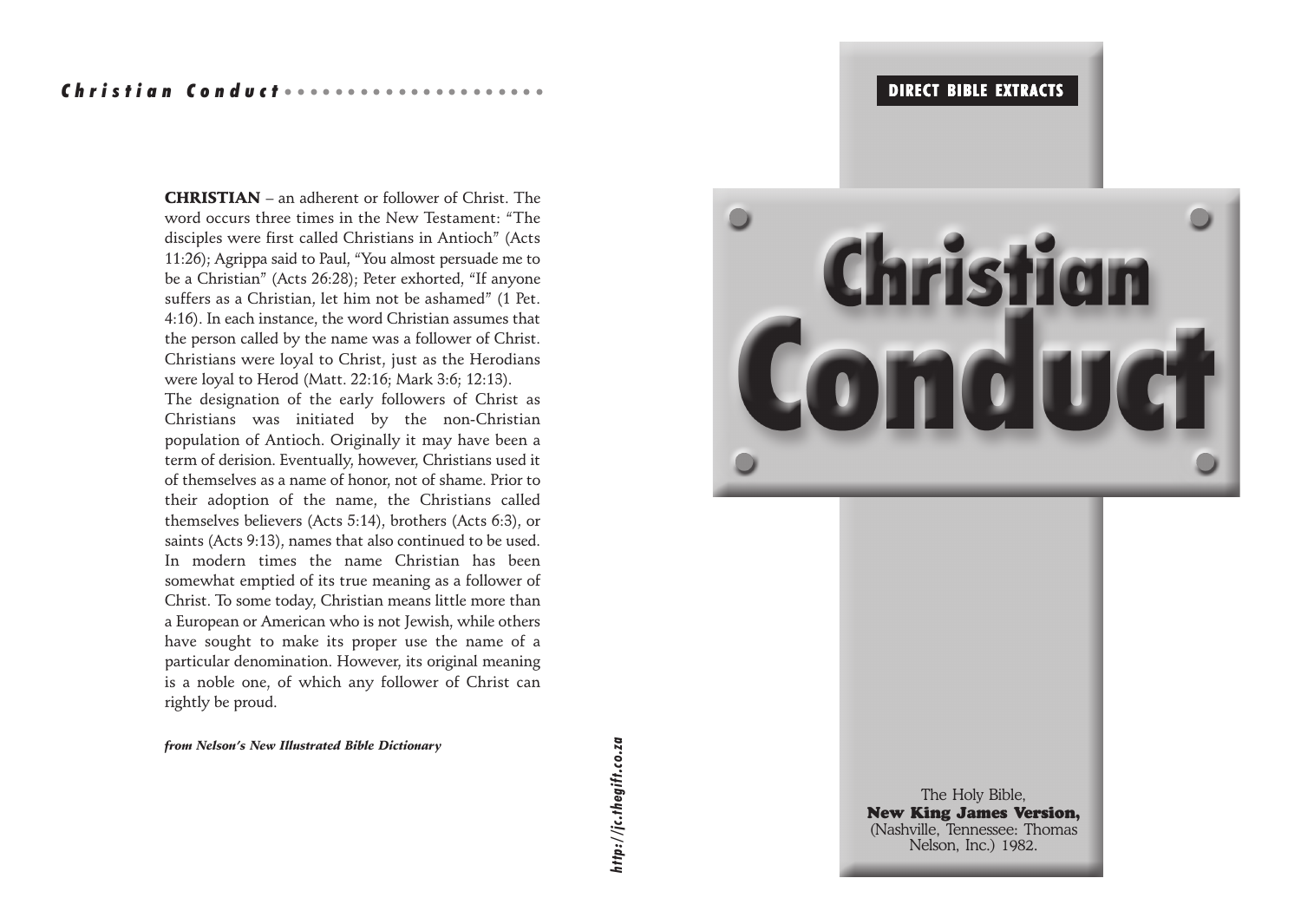**CHRISTIAN** – an adherent or follower of Christ. The word occurs three times in the New Testament: "The disciples were first called Christians in Antioch" (Acts 11:26); Agrippa said to Paul, "You almost persuade me to be a Christian" (Acts 26:28); Peter exhorted, "If anyone suffers as a Christian, let him not be ashamed" (1 Pet. 4:16). In each instance, the word Christian assumes that the person called by the name was a follower of Christ. Christians were loyal to Christ, just as the Herodians were loyal to Herod (Matt. 22:16; Mark 3:6; 12:13).
The designation of the early followers of Christ as Christians was initiated by the non-Christian population of Antioch. Originally it may have been a term of derision. Eventually, however, Christians used it of themselves as a name of honor, not of shame. Prior to their adoption of the name, the Christians called themselves believers (Acts 5:14), brothers (Acts 6:3), or saints (Acts 9:13), names that also continued to be used.
In modern times the name Christian has been somewhat emptied of its true meaning as a follower of Christ. To some today, Christian means little more than a European or American who is not Jewish, while others have sought to make its proper use the name of a particular denomination. However, its original meaning is a noble one, of which any follower of Christ can rightly be proud.

***from Nelson's New Illustrated Bible Dictionary***

*http://jc.thegift.co.za*

**DIRECT BIBLE EXTRACTS**

# Christian Conduct

The Holy Bible,
**New King James Version,**
(Nashville, Tennessee: Thomas Nelson, Inc.) 1982.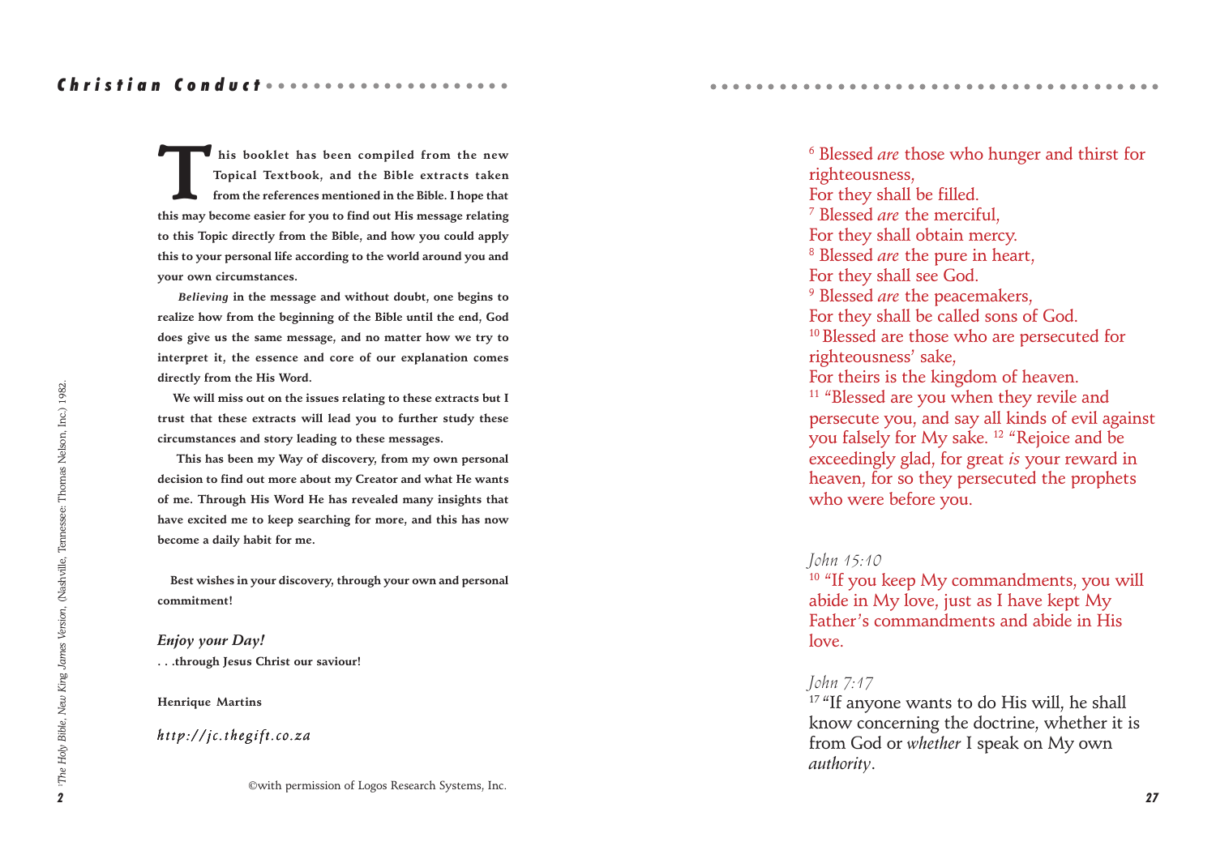**This booklet has been compiled from the new Topical Textbook, and the Bible extracts taken from the references mentioned in the Bible. I hope that this may become easier for you to find out His message relating to this Topic directly from the Bible, and how you could apply this to your personal life according to the world around you and your own circumstances.**

***Believing*** **in the message and without doubt, one begins to realize how from the beginning of the Bible until the end, God does give us the same message, and no matter how we try to interpret it, the essence and core of our explanation comes directly from the His Word.**

**We will miss out on the issues relating to these extracts but I trust that these extracts will lead you to further study these circumstances and story leading to these messages.**

**This has been my Way of discovery, from my own personal decision to find out more about my Creator and what He wants of me. Through His Word He has revealed many insights that have excited me to keep searching for more, and this has now become a daily habit for me.**

**Best wishes in your discovery, through your own and personal commitment!**

***Enjoy your Day!***

**. . .through Jesus Christ our saviour!**

**Henrique Martins**

***http://jc.thegift.co.za***

©with permission of Logos Research Systems, Inc.

[1]*The Holy Bible, New King James Version*, (Nashville, Tennessee: Thomas Nelson, Inc.) 1982.

[6] Blessed *are* those who hunger and thirst for righteousness,
For they shall be filled.
[7] Blessed *are* the merciful,
For they shall obtain mercy.
[8] Blessed *are* the pure in heart,
For they shall see God.
[9] Blessed *are* the peacemakers,
For they shall be called sons of God.
[10] Blessed are those who are persecuted for righteousness' sake,
For theirs is the kingdom of heaven.
[11] "Blessed are you when they revile and persecute you, and say all kinds of evil against you falsely for My sake. [12] "Rejoice and be exceedingly glad, for great *is* your reward in heaven, for so they persecuted the prophets who were before you.

*John 15:10*
[10] "If you keep My commandments, you will abide in My love, just as I have kept My Father's commandments and abide in His love.

*John 7:17*
[17] "If anyone wants to do His will, he shall know concerning the doctrine, whether it is from God or *whether* I speak on My own *authority*.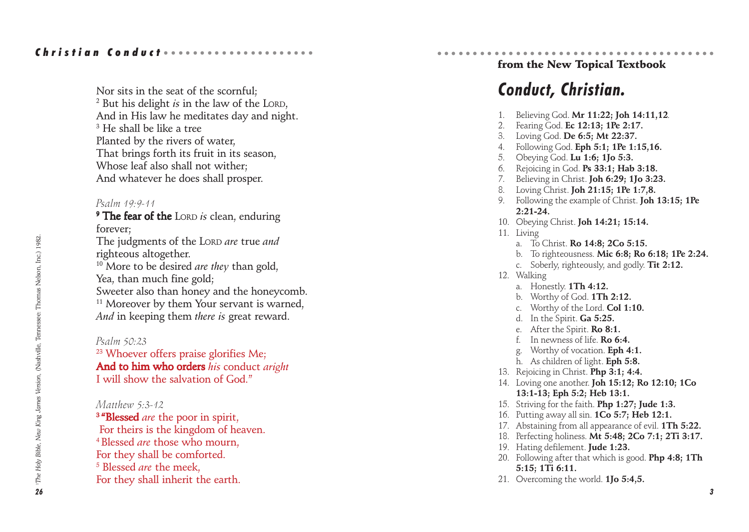Nor sits in the seat of the scornful;
[2] But his delight *is* in the law of the LORD,
And in His law he meditates day and night.
[3] He shall be like a tree
Planted by the rivers of water,
That brings forth its fruit in its season,
Whose leaf also shall not wither;
And whatever he does shall prosper.

*Psalm 19:9-11*

[9] **The fear of the** LORD *is* clean, enduring forever;
The judgments of the LORD *are* true *and* righteous altogether.
[10] More to be desired *are they* than gold,
Yea, than much fine gold;
Sweeter also than honey and the honeycomb.
[11] Moreover by them Your servant is warned,
*And* in keeping them *there is* great reward.

*Psalm 50:23*

[23] Whoever offers praise glorifies Me;
**And to him who orders** *his* conduct *aright*
I will show the salvation of God."

*Matthew 5:3-12*

[3] "**Blessed** *are* the poor in spirit,
For theirs is the kingdom of heaven.
[4] Blessed *are* those who mourn,
For they shall be comforted.
[5] Blessed *are* the meek,
For they shall inherit the earth.

[1]*The Holy Bible, New King James Version*, (Nashville, Tennessee: Thomas Nelson, Inc.) 1982.

**from the New Topical Textbook**

## Conduct, Christian.

1. Believing God. **Mr 11:22; Joh 14:11,12**.
2. Fearing God. **Ec 12:13; 1Pe 2:17.**
3. Loving God. **De 6:5; Mt 22:37.**
4. Following God. **Eph 5:1; 1Pe 1:15,16.**
5. Obeying God. **Lu 1:6; 1Jo 5:3.**
6. Rejoicing in God. **Ps 33:1; Hab 3:18.**
7. Believing in Christ. **Joh 6:29; 1Jo 3:23.**
8. Loving Christ. **Joh 21:15; 1Pe 1:7,8.**
9. Following the example of Christ. **Joh 13:15; 1Pe 2:21-24.**
10. Obeying Christ. **Joh 14:21; 15:14.**
11. Living
    a. To Christ. **Ro 14:8; 2Co 5:15.**
    b. To righteousness. **Mic 6:8; Ro 6:18; 1Pe 2:24.**
    c. Soberly, righteously, and godly. **Tit 2:12.**
12. Walking
    a. Honestly. **1Th 4:12.**
    b. Worthy of God. **1Th 2:12.**
    c. Worthy of the Lord. **Col 1:10.**
    d. In the Spirit. **Ga 5:25.**
    e. After the Spirit. **Ro 8:1.**
    f. In newness of life. **Ro 6:4.**
    g. Worthy of vocation. **Eph 4:1.**
    h. As children of light. **Eph 5:8.**
13. Rejoicing in Christ. **Php 3:1; 4:4.**
14. Loving one another. **Joh 15:12; Ro 12:10; 1Co 13:1-13; Eph 5:2; Heb 13:1.**
15. Striving for the faith. **Php 1:27; Jude 1:3.**
16. Putting away all sin. **1Co 5:7; Heb 12:1.**
17. Abstaining from all appearance of evil. **1Th 5:22.**
18. Perfecting holiness. **Mt 5:48; 2Co 7:1; 2Ti 3:17.**
19. Hating defilement. **Jude 1:23.**
20. Following after that which is good. **Php 4:8; 1Th 5:15; 1Ti 6:11.**
21. Overcoming the world. **1Jo 5:4,5.**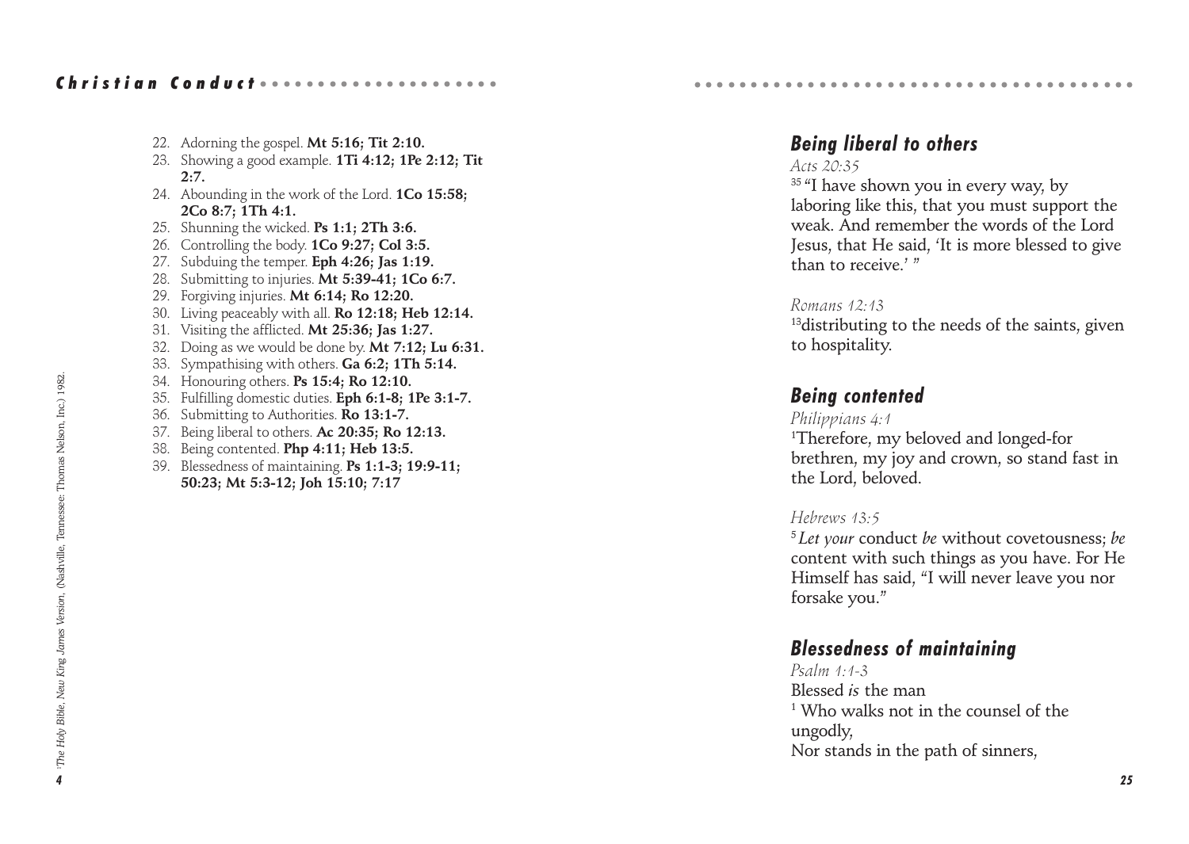22. Adorning the gospel. **Mt 5:16; Tit 2:10.**
23. Showing a good example. **1Ti 4:12; 1Pe 2:12; Tit 2:7.**
24. Abounding in the work of the Lord. **1Co 15:58; 2Co 8:7; 1Th 4:1.**
25. Shunning the wicked. **Ps 1:1; 2Th 3:6.**
26. Controlling the body. **1Co 9:27; Col 3:5.**
27. Subduing the temper. **Eph 4:26; Jas 1:19.**
28. Submitting to injuries. **Mt 5:39-41; 1Co 6:7.**
29. Forgiving injuries. **Mt 6:14; Ro 12:20.**
30. Living peaceably with all. **Ro 12:18; Heb 12:14.**
31. Visiting the afflicted. **Mt 25:36; Jas 1:27.**
32. Doing as we would be done by. **Mt 7:12; Lu 6:31.**
33. Sympathising with others. **Ga 6:2; 1Th 5:14.**
34. Honouring others. **Ps 15:4; Ro 12:10.**
35. Fulfilling domestic duties. **Eph 6:1-8; 1Pe 3:1-7.**
36. Submitting to Authorities. **Ro 13:1-7.**
37. Being liberal to others. **Ac 20:35; Ro 12:13.**
38. Being contented. **Php 4:11; Heb 13:5.**
39. Blessedness of maintaining. **Ps 1:1-3; 19:9-11; 50:23; Mt 5:3-12; Joh 15:10; 7:17**

[1]*The Holy Bible, New King James Version*, (Nashville, Tennessee: Thomas Nelson, Inc.) 1982.

## Being liberal to others

*Acts 20:35*

[35] "I have shown you in every way, by laboring like this, that you must support the weak. And remember the words of the Lord Jesus, that He said, 'It is more blessed to give than to receive.' "

*Romans 12:13*

[13]distributing to the needs of the saints, given to hospitality.

## Being contented

*Philippians 4:1*

[1]Therefore, my beloved and longed-for brethren, my joy and crown, so stand fast in the Lord, beloved.

*Hebrews 13:5*

[5] *Let your* conduct *be* without covetousness; *be* content with such things as you have. For He Himself has said, "I will never leave you nor forsake you."

## Blessedness of maintaining

*Psalm 1:1-3*

Blessed *is* the man
[1] Who walks not in the counsel of the ungodly,
Nor stands in the path of sinners,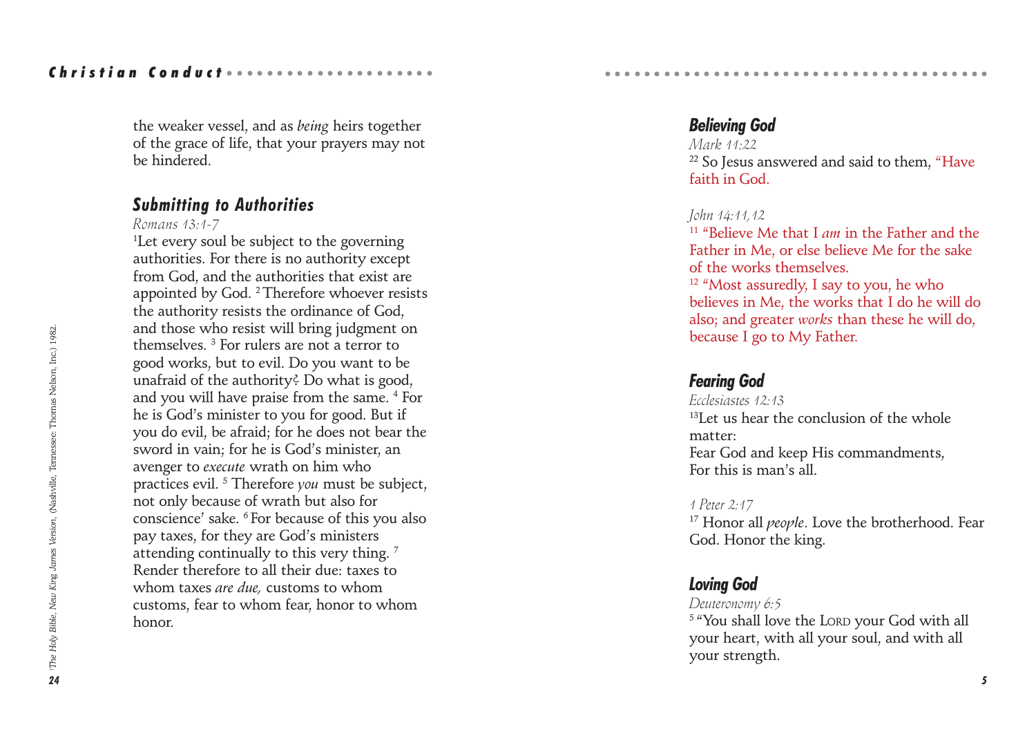the weaker vessel, and as *being* heirs together of the grace of life, that your prayers may not be hindered.

### Submitting to Authorities

*Romans 13:1-7*

[1]Let every soul be subject to the governing authorities. For there is no authority except from God, and the authorities that exist are appointed by God. [2] Therefore whoever resists the authority resists the ordinance of God, and those who resist will bring judgment on themselves. [3] For rulers are not a terror to good works, but to evil. Do you want to be unafraid of the authority? Do what is good, and you will have praise from the same. [4] For he is God's minister to you for good. But if you do evil, be afraid; for he does not bear the sword in vain; for he is God's minister, an avenger to *execute* wrath on him who practices evil. [5] Therefore *you* must be subject, not only because of wrath but also for conscience' sake. [6] For because of this you also pay taxes, for they are God's ministers attending continually to this very thing. [7] Render therefore to all their due: taxes to whom taxes *are due,* customs to whom customs, fear to whom fear, honor to whom honor.

[1]*The Holy Bible, New King James Version*, (Nashville, Tennessee: Thomas Nelson, Inc.) 1982.

### Believing God

*Mark 11:22*

[22] So Jesus answered and said to them, "Have faith in God.

*John 14:11,12*

[11] "Believe Me that I *am* in the Father and the Father in Me, or else believe Me for the sake of the works themselves.

[12] "Most assuredly, I say to you, he who believes in Me, the works that I do he will do also; and greater *works* than these he will do, because I go to My Father.

### Fearing God

*Ecclesiastes 12:13*

[13]Let us hear the conclusion of the whole matter:
Fear God and keep His commandments,
For this is man's all.

*1 Peter 2:17*

[17] Honor all *people*. Love the brotherhood. Fear God. Honor the king.

### Loving God

*Deuteronomy 6:5*

[5] "You shall love the LORD your God with all your heart, with all your soul, and with all your strength.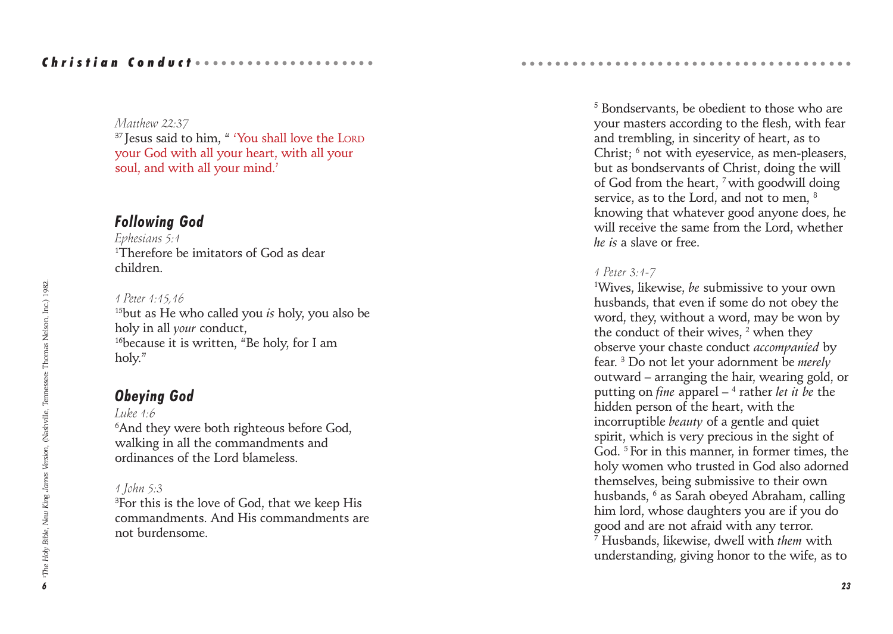*Matthew 22:37*
[37] Jesus said to him, " 'You shall love the LORD your God with all your heart, with all your soul, and with all your mind.'

## Following God

*Ephesians 5:1*
[1]Therefore be imitators of God as dear children.

*1 Peter 1:15,16*
[15]but as He who called you *is* holy, you also be holy in all *your* conduct,
[16]because it is written, "Be holy, for I am holy."

## Obeying God

*Luke 1:6*
[6]And they were both righteous before God, walking in all the commandments and ordinances of the Lord blameless.

*1 John 5:3*
[3]For this is the love of God, that we keep His commandments. And His commandments are not burdensome.

[1]*The Holy Bible, New King James Version*, (Nashville, Tennessee: Thomas Nelson, Inc.) 1982.

[5] Bondservants, be obedient to those who are your masters according to the flesh, with fear and trembling, in sincerity of heart, as to Christ; [6] not with eyeservice, as men-pleasers, but as bondservants of Christ, doing the will of God from the heart, [7] with goodwill doing service, as to the Lord, and not to men, [8] knowing that whatever good anyone does, he will receive the same from the Lord, whether *he is* a slave or free.

*1 Peter 3:1-7*
[1]Wives, likewise, *be* submissive to your own husbands, that even if some do not obey the word, they, without a word, may be won by the conduct of their wives, [2] when they observe your chaste conduct *accompanied* by fear. [3] Do not let your adornment be *merely* outward – arranging the hair, wearing gold, or putting on *fine* apparel – [4] rather *let it be* the hidden person of the heart, with the incorruptible *beauty* of a gentle and quiet spirit, which is very precious in the sight of God. [5] For in this manner, in former times, the holy women who trusted in God also adorned themselves, being submissive to their own husbands, [6] as Sarah obeyed Abraham, calling him lord, whose daughters you are if you do good and are not afraid with any terror.
[7] Husbands, likewise, dwell with *them* with understanding, giving honor to the wife, as to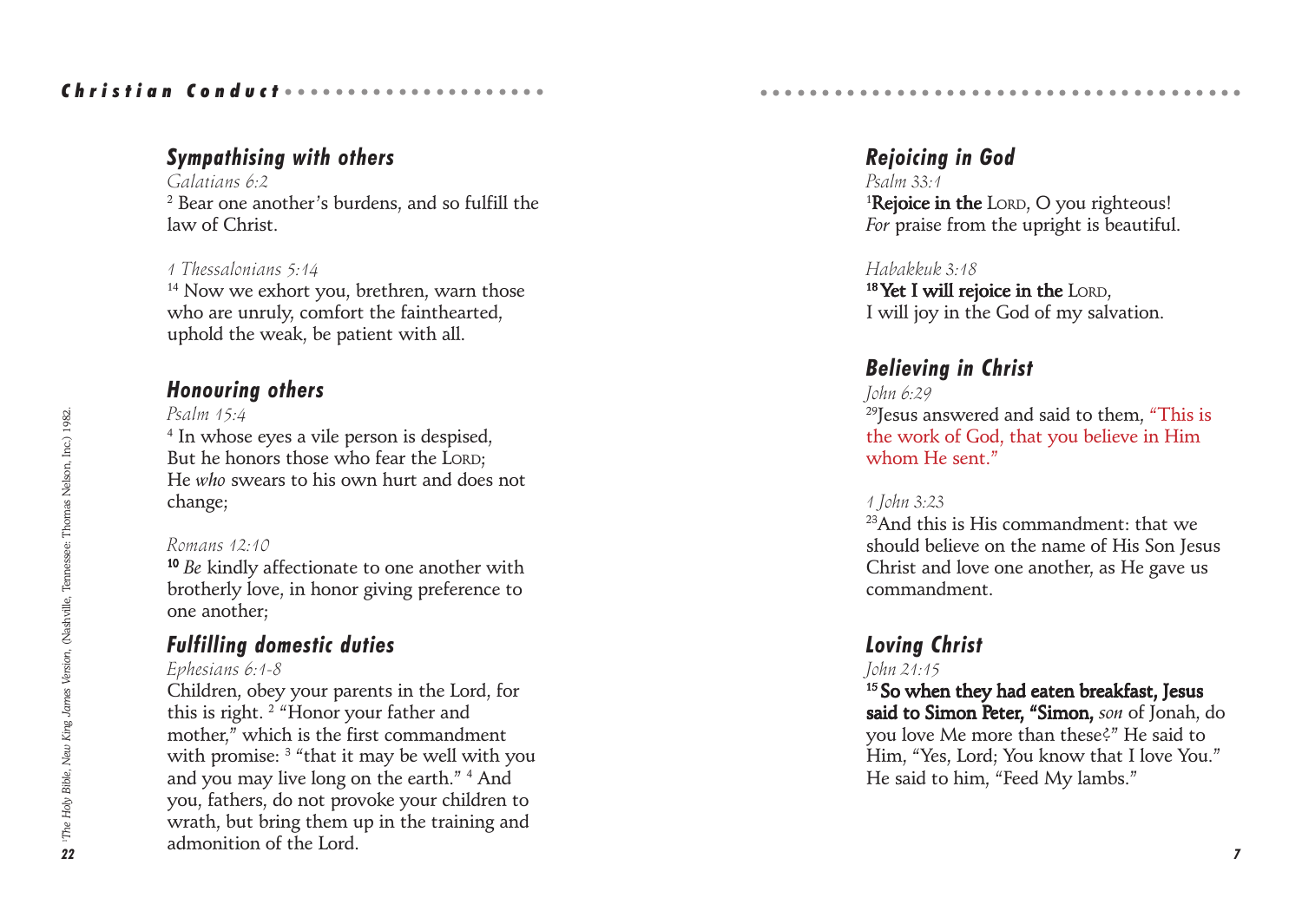### *Sympathising with others*

*Galatians 6:2*
[2] Bear one another's burdens, and so fulfill the law of Christ.

*1 Thessalonians 5:14*
[14] Now we exhort you, brethren, warn those who are unruly, comfort the fainthearted, uphold the weak, be patient with all.

### *Honouring others*

*Psalm 15:4*
[4] In whose eyes a vile person is despised,
But he honors those who fear the LORD;
He *who* swears to his own hurt and does not change;

*Romans 12:10*
**[10]** *Be* kindly affectionate to one another with brotherly love, in honor giving preference to one another;

### *Fulfilling domestic duties*

*Ephesians 6:1-8*
Children, obey your parents in the Lord, for this is right. [2] "Honor your father and mother," which is the first commandment with promise: [3] "that it may be well with you and you may live long on the earth." [4] And you, fathers, do not provoke your children to wrath, but bring them up in the training and admonition of the Lord.

[1]*The Holy Bible, New King James Version*, (Nashville, Tennessee: Thomas Nelson, Inc.) 1982.

### *Rejoicing in God*

*Psalm 33:1*
[1]**Rejoice in the** LORD, O you righteous!
*For* praise from the upright is beautiful.

*Habakkuk 3:18*
**[18] Yet I will rejoice in the** LORD,
I will joy in the God of my salvation.

### *Believing in Christ*

*John 6:29*
[29]Jesus answered and said to them, "This is the work of God, that you believe in Him whom He sent."

*1 John 3:23*
[23]And this is His commandment: that we should believe on the name of His Son Jesus Christ and love one another, as He gave us commandment.

### *Loving Christ*

*John 21:15*
**[15] So when they had eaten breakfast, Jesus said to Simon Peter, "Simon,** *son* of Jonah, do you love Me more than these?" He said to Him, "Yes, Lord; You know that I love You." He said to him, "Feed My lambs."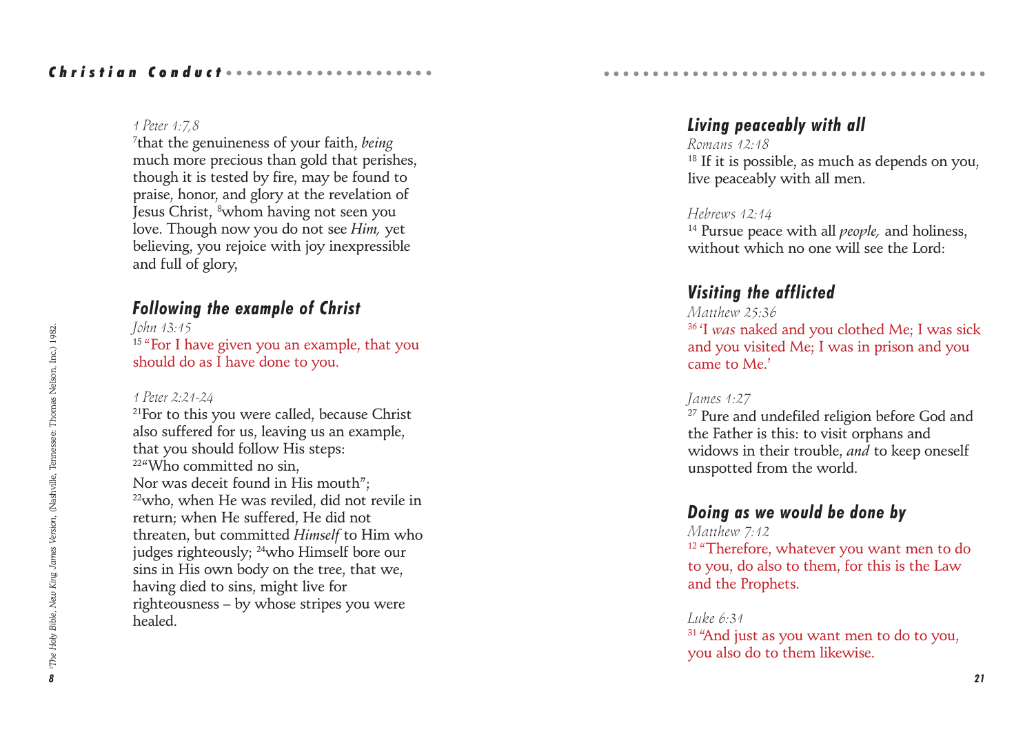*1 Peter 1:7,8*
[7]that the genuineness of your faith, *being* much more precious than gold that perishes, though it is tested by fire, may be found to praise, honor, and glory at the revelation of Jesus Christ, [8]whom having not seen you love. Though now you do not see *Him,* yet believing, you rejoice with joy inexpressible and full of glory,

## Following the example of Christ

*John 13:15*
[15] "For I have given you an example, that you should do as I have done to you.

*1 Peter 2:21-24*
[21]For to this you were called, because Christ also suffered for us, leaving us an example, that you should follow His steps:
[22]"Who committed no sin,
Nor was deceit found in His mouth";
[22]who, when He was reviled, did not revile in return; when He suffered, He did not threaten, but committed *Himself* to Him who judges righteously; [24]who Himself bore our sins in His own body on the tree, that we, having died to sins, might live for righteousness – by whose stripes you were healed.

[1]*The Holy Bible, New King James Version,* (Nashville, Tennessee: Thomas Nelson, Inc.) 1982.

## Living peaceably with all

*Romans 12:18*
[18] If it is possible, as much as depends on you, live peaceably with all men.

*Hebrews 12:14*
[14] Pursue peace with all *people,* and holiness, without which no one will see the Lord:

## Visiting the afflicted

*Matthew 25:36*
[36] 'I *was* naked and you clothed Me; I was sick and you visited Me; I was in prison and you came to Me.'

*James 1:27*
[27] Pure and undefiled religion before God and the Father is this: to visit orphans and widows in their trouble, *and* to keep oneself unspotted from the world.

## Doing as we would be done by

*Matthew 7:12*
[12] "Therefore, whatever you want men to do to you, do also to them, for this is the Law and the Prophets.

*Luke 6:31*
[31] "And just as you want men to do to you, you also do to them likewise.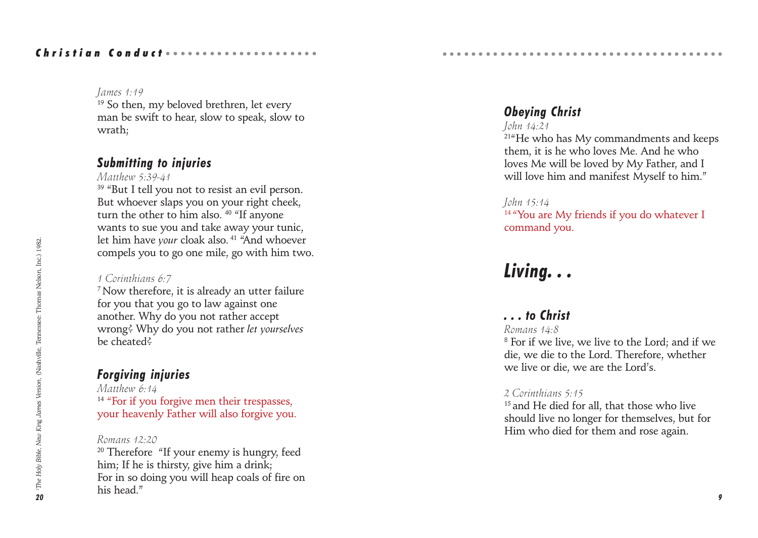*James 1:19*
[19] So then, my beloved brethren, let every man be swift to hear, slow to speak, slow to wrath;

### Submitting to injuries

*Matthew 5:39-41*
[39] "But I tell you not to resist an evil person. But whoever slaps you on your right cheek, turn the other to him also. [40] "If anyone wants to sue you and take away your tunic, let him have *your* cloak also. [41] "And whoever compels you to go one mile, go with him two.

*1 Corinthians 6:7*
[7] Now therefore, it is already an utter failure for you that you go to law against one another. Why do you not rather accept wrong? Why do you not rather *let yourselves* be cheated?

### Forgiving injuries

*Matthew 6:14*
[14] "For if you forgive men their trespasses, your heavenly Father will also forgive you.

*Romans 12:20*
[20] Therefore "If your enemy is hungry, feed him; If he is thirsty, give him a drink;
For in so doing you will heap coals of fire on his head."

[1]*The Holy Bible, New King James Version*, (Nashville, Tennessee: Thomas Nelson, Inc.) 1982.

### Obeying Christ

*John 14:21*
[21] "He who has My commandments and keeps them, it is he who loves Me. And he who loves Me will be loved by My Father, and I will love him and manifest Myself to him."

*John 15:14*
[14] "You are My friends if you do whatever I command you.

## Living. . .

### . . . to Christ

*Romans 14:8*
[8] For if we live, we live to the Lord; and if we die, we die to the Lord. Therefore, whether we live or die, we are the Lord's.

*2 Corinthians 5:15*
[15] and He died for all, that those who live should live no longer for themselves, but for Him who died for them and rose again.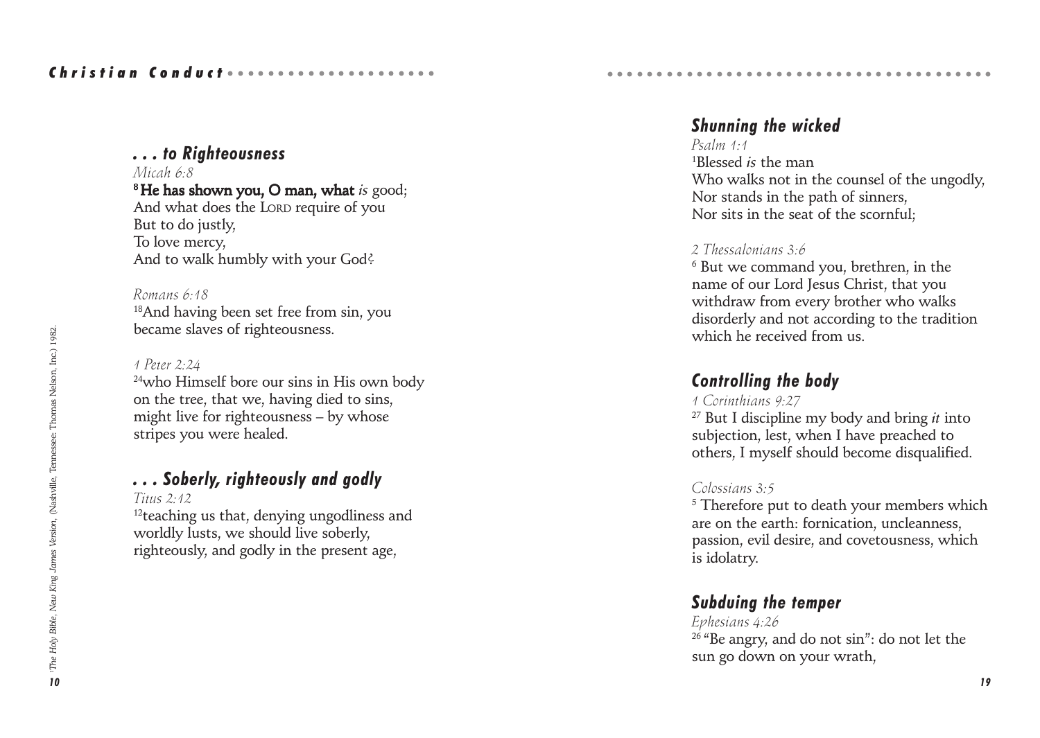### . . . to Righteousness

*Micah 6:8*

[8] **He has shown you, O man, what** *is* good;
And what does the LORD require of you
But to do justly,
To love mercy,
And to walk humbly with your God?

*Romans 6:18*

[18]And having been set free from sin, you became slaves of righteousness.

*1 Peter 2:24*

[24]who Himself bore our sins in His own body on the tree, that we, having died to sins, might live for righteousness – by whose stripes you were healed.

### . . . Soberly, righteously and godly

*Titus 2:12*

[12]teaching us that, denying ungodliness and worldly lusts, we should live soberly, righteously, and godly in the present age,

*[1]The Holy Bible, New King James Version, (Nashville, Tennessee: Thomas Nelson, Inc.) 1982.*

### Shunning the wicked

*Psalm 1:1*

[1]Blessed *is* the man
Who walks not in the counsel of the ungodly,
Nor stands in the path of sinners,
Nor sits in the seat of the scornful;

*2 Thessalonians 3:6*

[6] But we command you, brethren, in the name of our Lord Jesus Christ, that you withdraw from every brother who walks disorderly and not according to the tradition which he received from us.

### Controlling the body

*1 Corinthians 9:27*

[27] But I discipline my body and bring *it* into subjection, lest, when I have preached to others, I myself should become disqualified.

*Colossians 3:5*

[5] Therefore put to death your members which are on the earth: fornication, uncleanness, passion, evil desire, and covetousness, which is idolatry.

### Subduing the temper

*Ephesians 4:26*

[26] "Be angry, and do not sin": do not let the sun go down on your wrath,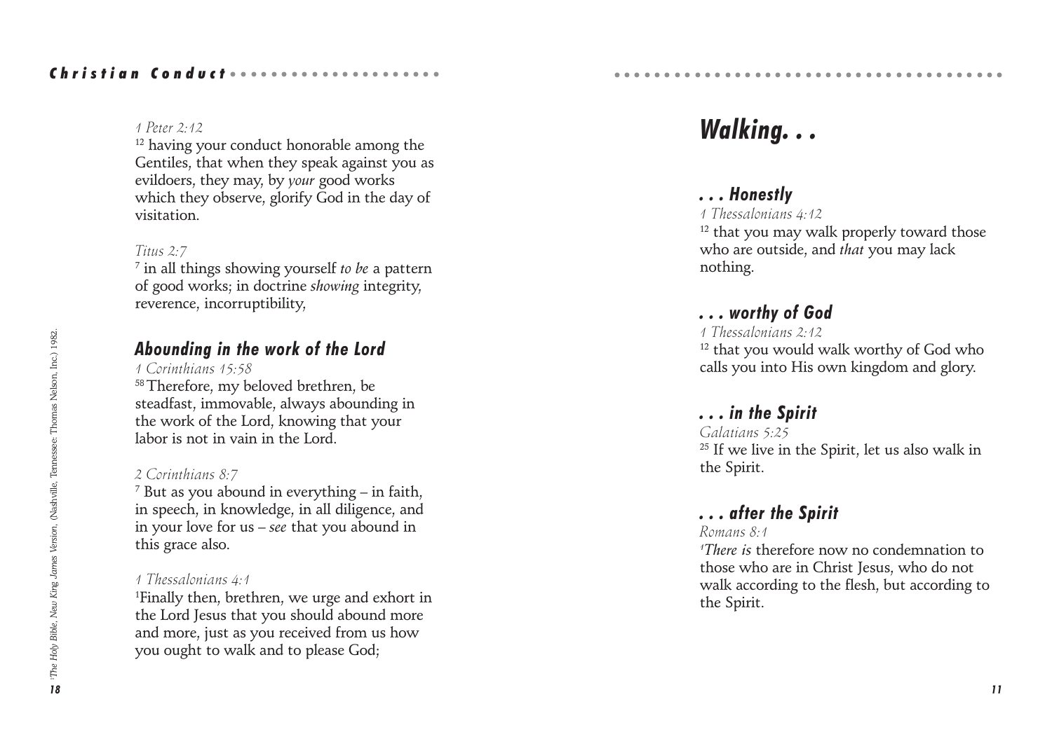1 Peter 2:12

[12] having your conduct honorable among the Gentiles, that when they speak against you as evildoers, they may, by *your* good works which they observe, glorify God in the day of visitation.

*Titus 2:7*

[7] in all things showing yourself *to be* a pattern of good works; in doctrine *showing* integrity, reverence, incorruptibility,

### *Abounding in the work of the Lord*

*1 Corinthians 15:58*

[58] Therefore, my beloved brethren, be steadfast, immovable, always abounding in the work of the Lord, knowing that your labor is not in vain in the Lord.

*2 Corinthians 8:7*

[7] But as you abound in everything – in faith, in speech, in knowledge, in all diligence, and in your love for us – *see* that you abound in this grace also.

*1 Thessalonians 4:1*

[1]Finally then, brethren, we urge and exhort in the Lord Jesus that you should abound more and more, just as you received from us how you ought to walk and to please God;

[1]*The Holy Bible, New King James Version*, (Nashville, Tennessee: Thomas Nelson, Inc.) 1982.

# *Walking. . .*

### *. . . Honestly*

*1 Thessalonians 4:12*

[12] that you may walk properly toward those who are outside, and *that* you may lack nothing.

### *. . . worthy of God*

*1 Thessalonians 2:12*

[12] that you would walk worthy of God who calls you into His own kingdom and glory.

### *. . . in the Spirit*

*Galatians 5:25*

[25] If we live in the Spirit, let us also walk in the Spirit.

### *. . . after the Spirit*

*Romans 8:1*

[1]*There is* therefore now no condemnation to those who are in Christ Jesus, who do not walk according to the flesh, but according to the Spirit.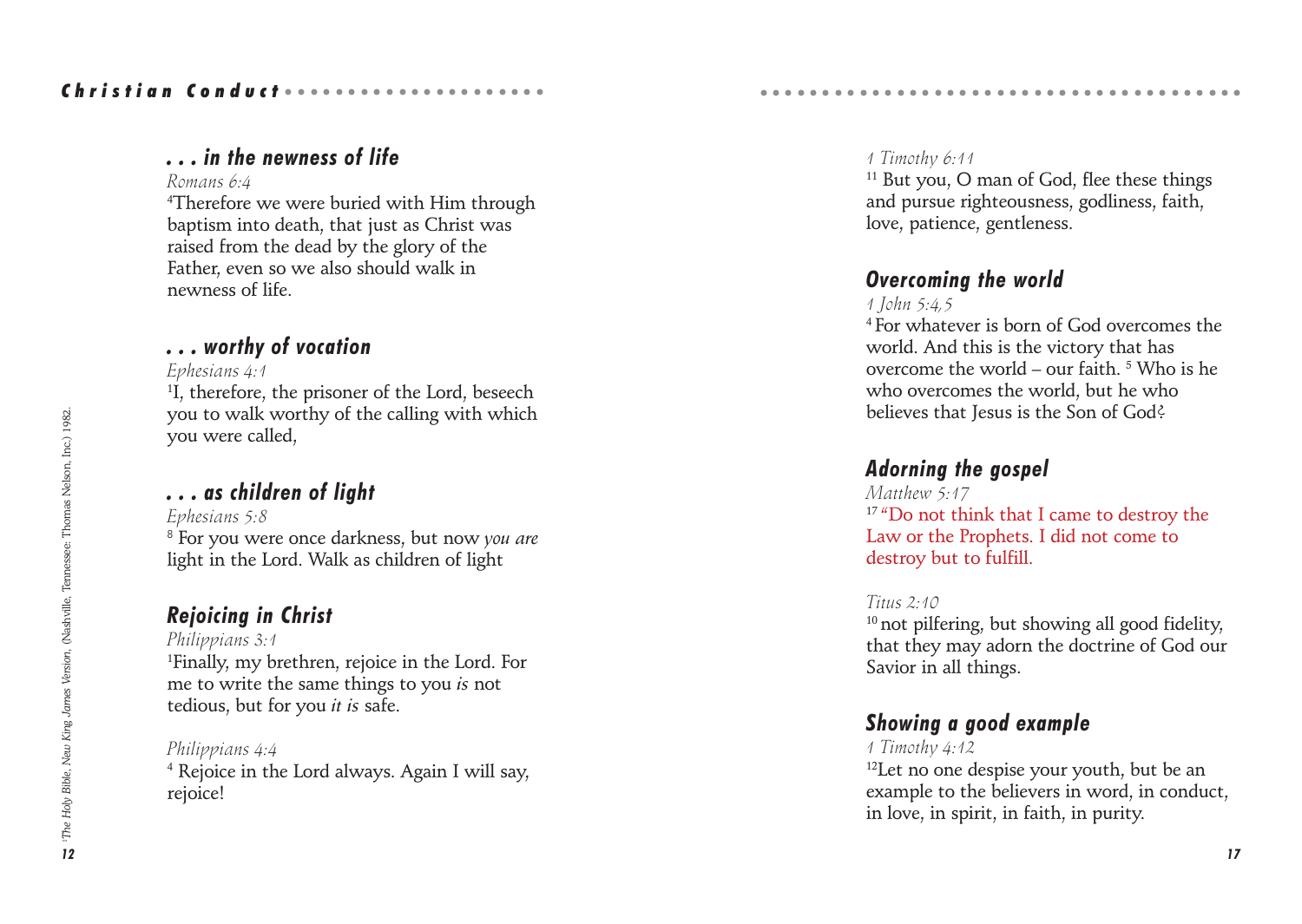### . . . in the newness of life

*Romans 6:4*

[4]Therefore we were buried with Him through baptism into death, that just as Christ was raised from the dead by the glory of the Father, even so we also should walk in newness of life.

### . . . worthy of vocation

*Ephesians 4:1*

[1]I, therefore, the prisoner of the Lord, beseech you to walk worthy of the calling with which you were called,

### . . . as children of light

*Ephesians 5:8*

[8] For you were once darkness, but now *you are* light in the Lord. Walk as children of light

### Rejoicing in Christ

*Philippians 3:1*

[1]Finally, my brethren, rejoice in the Lord. For me to write the same things to you *is* not tedious, but for you *it is* safe.

*Philippians 4:4*

[4] Rejoice in the Lord always. Again I will say, rejoice!

*1 Timothy 6:11*

[11] But you, O man of God, flee these things and pursue righteousness, godliness, faith, love, patience, gentleness.

### Overcoming the world

*1 John 5:4,5*

[4] For whatever is born of God overcomes the world. And this is the victory that has overcome the world – our faith. [5] Who is he who overcomes the world, but he who believes that Jesus is the Son of God?

### Adorning the gospel

*Matthew 5:17*

[17] "Do not think that I came to destroy the Law or the Prophets. I did not come to destroy but to fulfill.

*Titus 2:10*

[10] not pilfering, but showing all good fidelity, that they may adorn the doctrine of God our Savior in all things.

### Showing a good example

*1 Timothy 4:12*

[12]Let no one despise your youth, but be an example to the believers in word, in conduct, in love, in spirit, in faith, in purity.

[1]*The Holy Bible, New King James Version*, (Nashville, Tennessee: Thomas Nelson, Inc.) 1982.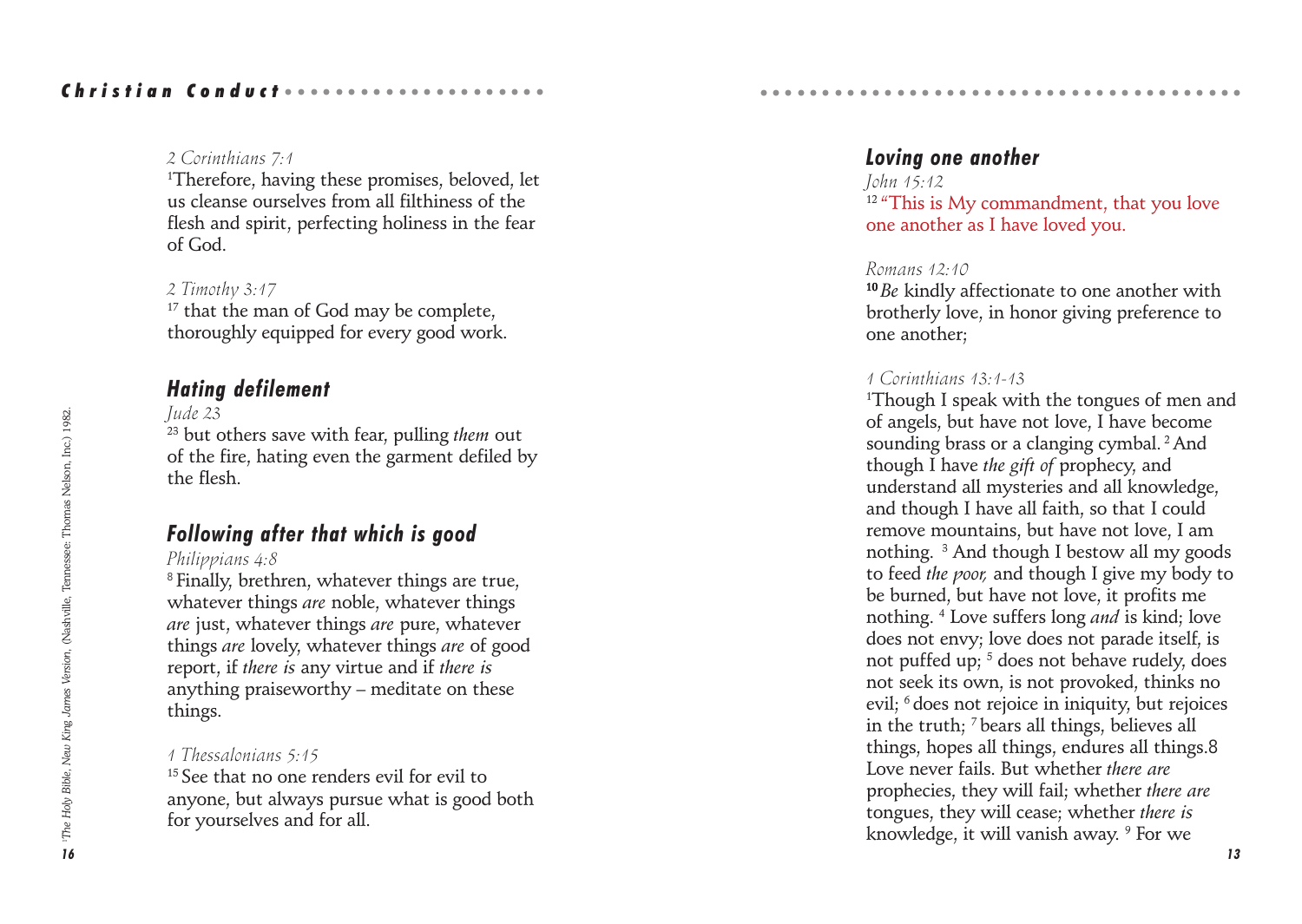2 Corinthians 7:1

[1]Therefore, having these promises, beloved, let us cleanse ourselves from all filthiness of the flesh and spirit, perfecting holiness in the fear of God.

2 Timothy 3:17

[17] that the man of God may be complete, thoroughly equipped for every good work.

## *Hating defilement*

*Jude 23*

[23] but others save with fear, pulling *them* out of the fire, hating even the garment defiled by the flesh.

## *Following after that which is good*

*Philippians 4:8*

[8] Finally, brethren, whatever things are true, whatever things *are* noble, whatever things *are* just, whatever things *are* pure, whatever things *are* lovely, whatever things *are* of good report, if *there is* any virtue and if *there is* anything praiseworthy – meditate on these things.

*1 Thessalonians 5:15*

[15] See that no one renders evil for evil to anyone, but always pursue what is good both for yourselves and for all.

[1]*The Holy Bible, New King James Version*, (Nashville, Tennessee: Thomas Nelson, Inc.) 1982.

## *Loving one another*

*John 15:12*

[12] "This is My commandment, that you love one another as I have loved you.

*Romans 12:10*

**[10]** *Be* kindly affectionate to one another with brotherly love, in honor giving preference to one another;

*1 Corinthians 13:1-13*

[1]Though I speak with the tongues of men and of angels, but have not love, I have become sounding brass or a clanging cymbal. [2] And though I have *the gift of* prophecy, and understand all mysteries and all knowledge, and though I have all faith, so that I could remove mountains, but have not love, I am nothing. [3] And though I bestow all my goods to feed *the poor,* and though I give my body to be burned, but have not love, it profits me nothing. [4] Love suffers long *and* is kind; love does not envy; love does not parade itself, is not puffed up; [5] does not behave rudely, does not seek its own, is not provoked, thinks no evil; [6] does not rejoice in iniquity, but rejoices in the truth; [7] bears all things, believes all things, hopes all things, endures all things.8 Love never fails. But whether *there are* prophecies, they will fail; whether *there are* tongues, they will cease; whether *there is* knowledge, it will vanish away. [9] For we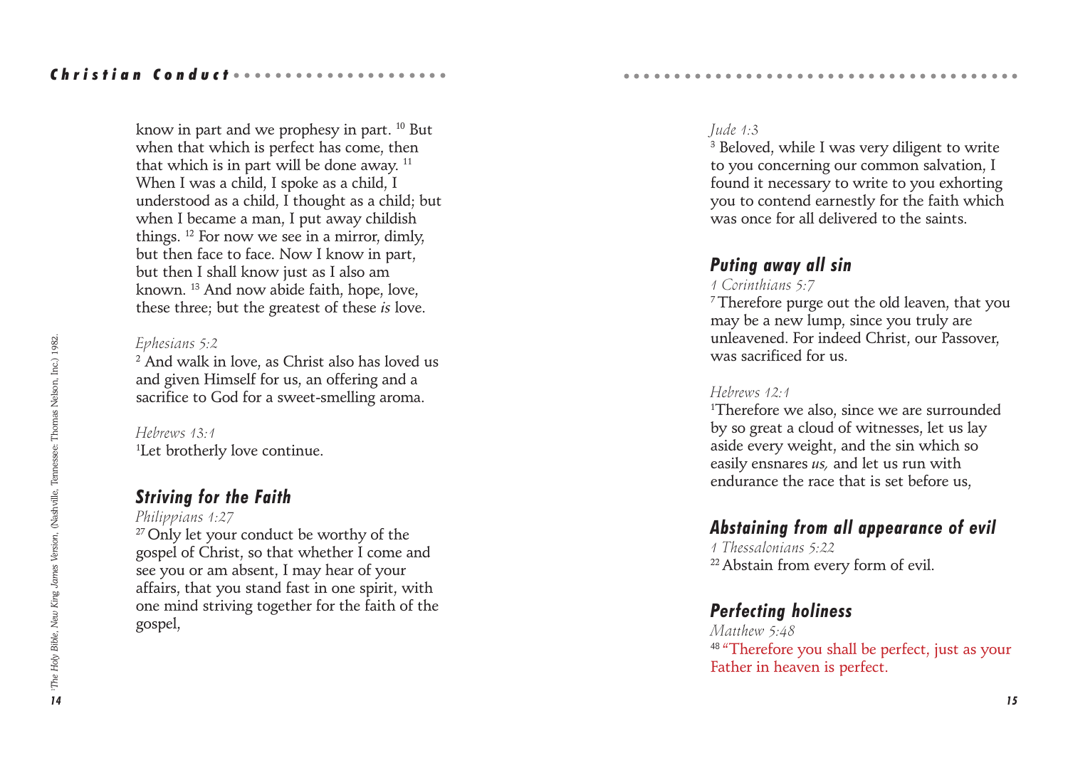know in part and we prophesy in part. [10] But when that which is perfect has come, then that which is in part will be done away. [11] When I was a child, I spoke as a child, I understood as a child, I thought as a child; but when I became a man, I put away childish things. [12] For now we see in a mirror, dimly, but then face to face. Now I know in part, but then I shall know just as I also am known. [13] And now abide faith, hope, love, these three; but the greatest of these *is* love.

*Ephesians 5:2*
[2] And walk in love, as Christ also has loved us and given Himself for us, an offering and a sacrifice to God for a sweet-smelling aroma.

*Hebrews 13:1*
[1]Let brotherly love continue.

## Striving for the Faith

*Philippians 1:27*
[27] Only let your conduct be worthy of the gospel of Christ, so that whether I come and see you or am absent, I may hear of your affairs, that you stand fast in one spirit, with one mind striving together for the faith of the gospel,

*Jude 1:3*
[3] Beloved, while I was very diligent to write to you concerning our common salvation, I found it necessary to write to you exhorting you to contend earnestly for the faith which was once for all delivered to the saints.

## Puting away all sin

*1 Corinthians 5:7*
[7] Therefore purge out the old leaven, that you may be a new lump, since you truly are unleavened. For indeed Christ, our Passover, was sacrificed for us.

*Hebrews 12:1*
[1]Therefore we also, since we are surrounded by so great a cloud of witnesses, let us lay aside every weight, and the sin which so easily ensnares *us,* and let us run with endurance the race that is set before us,

## Abstaining from all appearance of evil

*1 Thessalonians 5:22*
[22] Abstain from every form of evil.

## Perfecting holiness

*Matthew 5:48*
[48] "Therefore you shall be perfect, just as your Father in heaven is perfect.

[1]*The Holy Bible, New King James Version*, (Nashville, Tennessee: Thomas Nelson, Inc.) 1982.